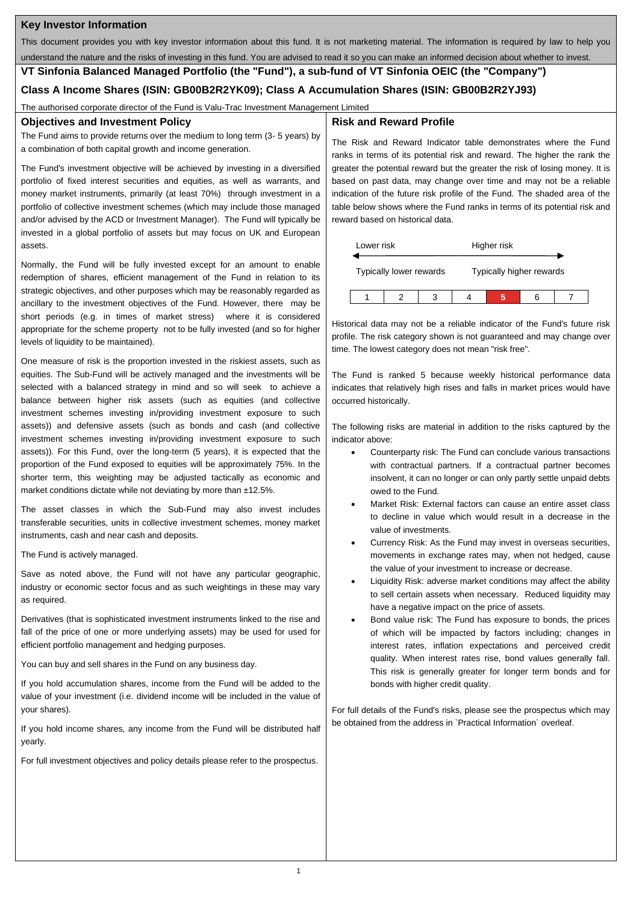# Key Investor Information

This document provides you with key investor information about this fund. It is not marketing material. The information is required by law to help you understand the nature and the risks of investing in this fund. You are advised to read it so you can make an informed decision about whether to invest.

## VT Sinfonia Balanced Managed Portfolio (the "Fund"), a sub-fund of VT Sinfonia OEIC (the "Company")

## Class A Income Shares (ISIN: GB00B2R2YK09); Class A Accumulation Shares (ISIN: GB00B2R2YJ93)

The authorised corporate director of the Fund is Valu-Trac Investment Management Limited

### Objectives and Investment Policy

The Fund aims to provide returns over the medium to long term (3- 5 years) by a combination of both capital growth and income generation.

The Fund's investment objective will be achieved by investing in a diversified portfolio of fixed interest securities and equities, as well as warrants, and money market instruments, primarily (at least 70%) through investment in a portfolio of collective investment schemes (which may include those managed and/or advised by the ACD or Investment Manager). The Fund will typically be invested in a global portfolio of assets but may focus on UK and European assets.

Normally, the Fund will be fully invested except for an amount to enable redemption of shares, efficient management of the Fund in relation to its strategic objectives, and other purposes which may be reasonably regarded as ancillary to the investment objectives of the Fund. However, there may be short periods (e.g. in times of market stress) where it is considered appropriate for the scheme property not to be fully invested (and so for higher levels of liquidity to be maintained).

One measure of risk is the proportion invested in the riskiest assets, such as equities. The Sub-Fund will be actively managed and the investments will be selected with a balanced strategy in mind and so will seek to achieve a balance between higher risk assets (such as equities (and collective investment schemes investing in/providing investment exposure to such assets)) and defensive assets (such as bonds and cash (and collective investment schemes investing in/providing investment exposure to such assets)). For this Fund, over the long-term (5 years), it is expected that the proportion of the Fund exposed to equities will be approximately 75%. In the shorter term, this weighting may be adjusted tactically as economic and market conditions dictate while not deviating by more than ±12.5%.

The asset classes in which the Sub-Fund may also invest includes transferable securities, units in collective investment schemes, money market instruments, cash and near cash and deposits.

The Fund is actively managed.

Save as noted above, the Fund will not have any particular geographic, industry or economic sector focus and as such weightings in these may vary as required.

Derivatives (that is sophisticated investment instruments linked to the rise and fall of the price of one or more underlying assets) may be used for used for efficient portfolio management and hedging purposes.

You can buy and sell shares in the Fund on any business day.

If you hold accumulation shares, income from the Fund will be added to the value of your investment (i.e. dividend income will be included in the value of your shares).

If you hold income shares, any income from the Fund will be distributed half yearly.

For full investment objectives and policy details please refer to the prospectus.

### Risk and Reward Profile

The Risk and Reward Indicator table demonstrates where the Fund ranks in terms of its potential risk and reward. The higher the rank the greater the potential reward but the greater the risk of losing money. It is based on past data, may change over time and may not be a reliable indication of the future risk profile of the Fund. The shaded area of the table below shows where the Fund ranks in terms of its potential risk and reward based on historical data.

Lower risk ← → Higher risk

Typically lower rewards — Typically higher rewards

| 1 | 2 | 3 | 4 | **5** | 6 | 7 |
|---|---|---|---|---|---|---|

Historical data may not be a reliable indicator of the Fund's future risk profile. The risk category shown is not guaranteed and may change over time. The lowest category does not mean "risk free".

The Fund is ranked 5 because weekly historical performance data indicates that relatively high rises and falls in market prices would have occurred historically.

The following risks are material in addition to the risks captured by the indicator above:

- Counterparty risk: The Fund can conclude various transactions with contractual partners. If a contractual partner becomes insolvent, it can no longer or can only partly settle unpaid debts owed to the Fund.
- Market Risk: External factors can cause an entire asset class to decline in value which would result in a decrease in the value of investments.
- Currency Risk: As the Fund may invest in overseas securities, movements in exchange rates may, when not hedged, cause the value of your investment to increase or decrease.
- Liquidity Risk: adverse market conditions may affect the ability to sell certain assets when necessary. Reduced liquidity may have a negative impact on the price of assets.
- Bond value risk: The Fund has exposure to bonds, the prices of which will be impacted by factors including; changes in interest rates, inflation expectations and perceived credit quality. When interest rates rise, bond values generally fall. This risk is generally greater for longer term bonds and for bonds with higher credit quality.

For full details of the Fund's risks, please see the prospectus which may be obtained from the address in `Practical Information` overleaf.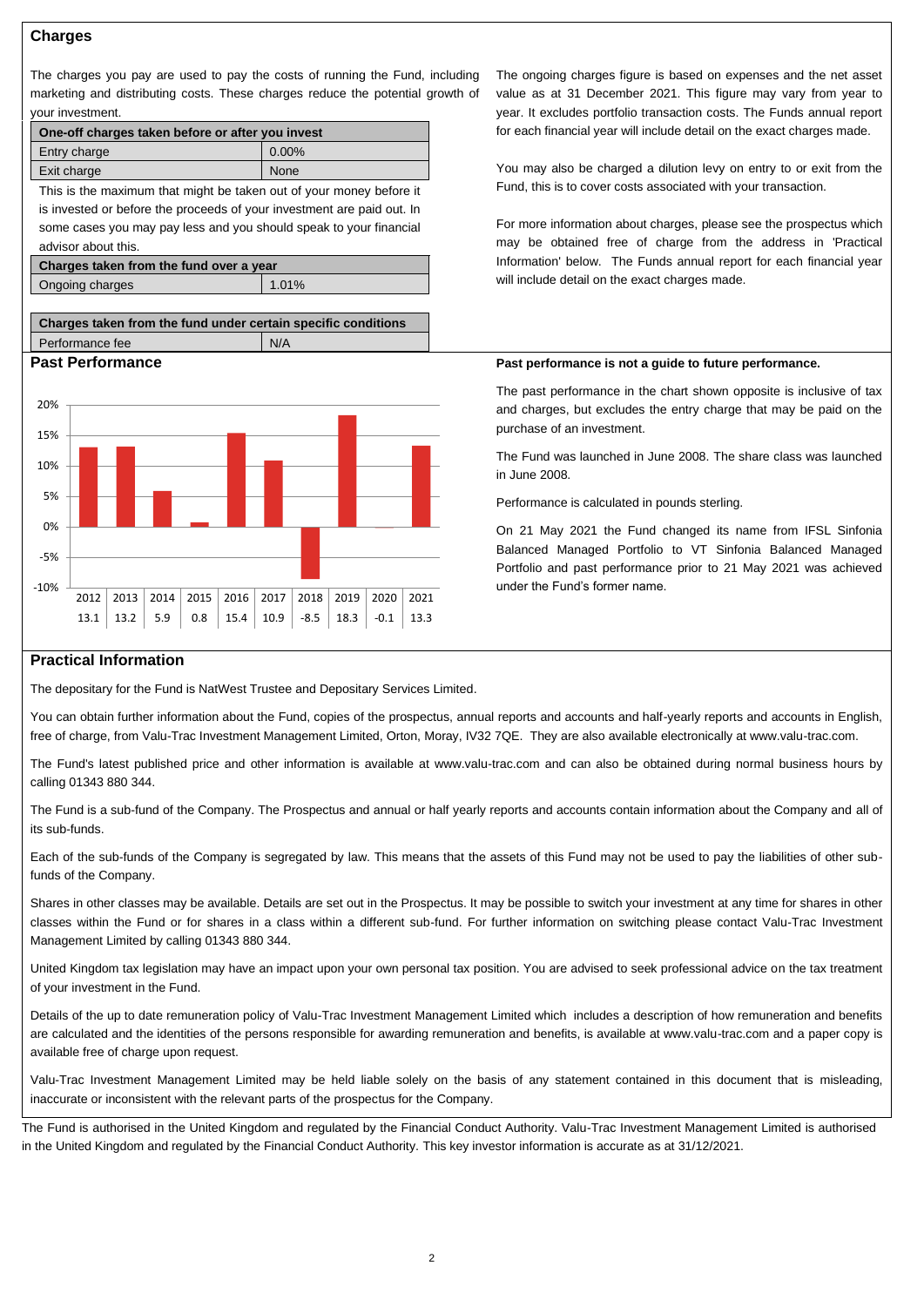## Charges

The charges you pay are used to pay the costs of running the Fund, including marketing and distributing costs. These charges reduce the potential growth of your investment.

| One-off charges taken before or after you invest | |
|---|---|
| Entry charge | 0.00% |
| Exit charge | None |

This is the maximum that might be taken out of your money before it is invested or before the proceeds of your investment are paid out. In some cases you may pay less and you should speak to your financial advisor about this.

| Charges taken from the fund over a year | |
|---|---|
| Ongoing charges | 1.01% |

| Charges taken from the fund under certain specific conditions | |
|---|---|
| Performance fee | N/A |

The ongoing charges figure is based on expenses and the net asset value as at 31 December 2021. This figure may vary from year to year. It excludes portfolio transaction costs. The Funds annual report for each financial year will include detail on the exact charges made.

You may also be charged a dilution levy on entry to or exit from the Fund, this is to cover costs associated with your transaction.

For more information about charges, please see the prospectus which may be obtained free of charge from the address in 'Practical Information' below. The Funds annual report for each financial year will include detail on the exact charges made.

## Past Performance

20%
15%
10%
5%
0%
-5%
-10%

2012 2013 2014 2015 2016 2017 2018 2019 2020 2021
13.1 13.2 5.9 0.8 15.4 10.9 -8.5 18.3 -0.1 13.3

**Past performance is not a guide to future performance.**

The past performance in the chart shown opposite is inclusive of tax and charges, but excludes the entry charge that may be paid on the purchase of an investment.

The Fund was launched in June 2008. The share class was launched in June 2008.

Performance is calculated in pounds sterling.

On 21 May 2021 the Fund changed its name from IFSL Sinfonia Balanced Managed Portfolio to VT Sinfonia Balanced Managed Portfolio and past performance prior to 21 May 2021 was achieved under the Fund's former name.

## Practical Information

The depositary for the Fund is NatWest Trustee and Depositary Services Limited.

You can obtain further information about the Fund, copies of the prospectus, annual reports and accounts and half-yearly reports and accounts in English, free of charge, from Valu-Trac Investment Management Limited, Orton, Moray, IV32 7QE. They are also available electronically at www.valu-trac.com.

The Fund's latest published price and other information is available at www.valu-trac.com and can also be obtained during normal business hours by calling 01343 880 344.

The Fund is a sub-fund of the Company. The Prospectus and annual or half yearly reports and accounts contain information about the Company and all of its sub-funds.

Each of the sub-funds of the Company is segregated by law. This means that the assets of this Fund may not be used to pay the liabilities of other sub-funds of the Company.

Shares in other classes may be available. Details are set out in the Prospectus. It may be possible to switch your investment at any time for shares in other classes within the Fund or for shares in a class within a different sub-fund. For further information on switching please contact Valu-Trac Investment Management Limited by calling 01343 880 344.

United Kingdom tax legislation may have an impact upon your own personal tax position. You are advised to seek professional advice on the tax treatment of your investment in the Fund.

Details of the up to date remuneration policy of Valu-Trac Investment Management Limited which includes a description of how remuneration and benefits are calculated and the identities of the persons responsible for awarding remuneration and benefits, is available at www.valu-trac.com and a paper copy is available free of charge upon request.

Valu-Trac Investment Management Limited may be held liable solely on the basis of any statement contained in this document that is misleading, inaccurate or inconsistent with the relevant parts of the prospectus for the Company.

The Fund is authorised in the United Kingdom and regulated by the Financial Conduct Authority. Valu-Trac Investment Management Limited is authorised in the United Kingdom and regulated by the Financial Conduct Authority. This key investor information is accurate as at 31/12/2021.